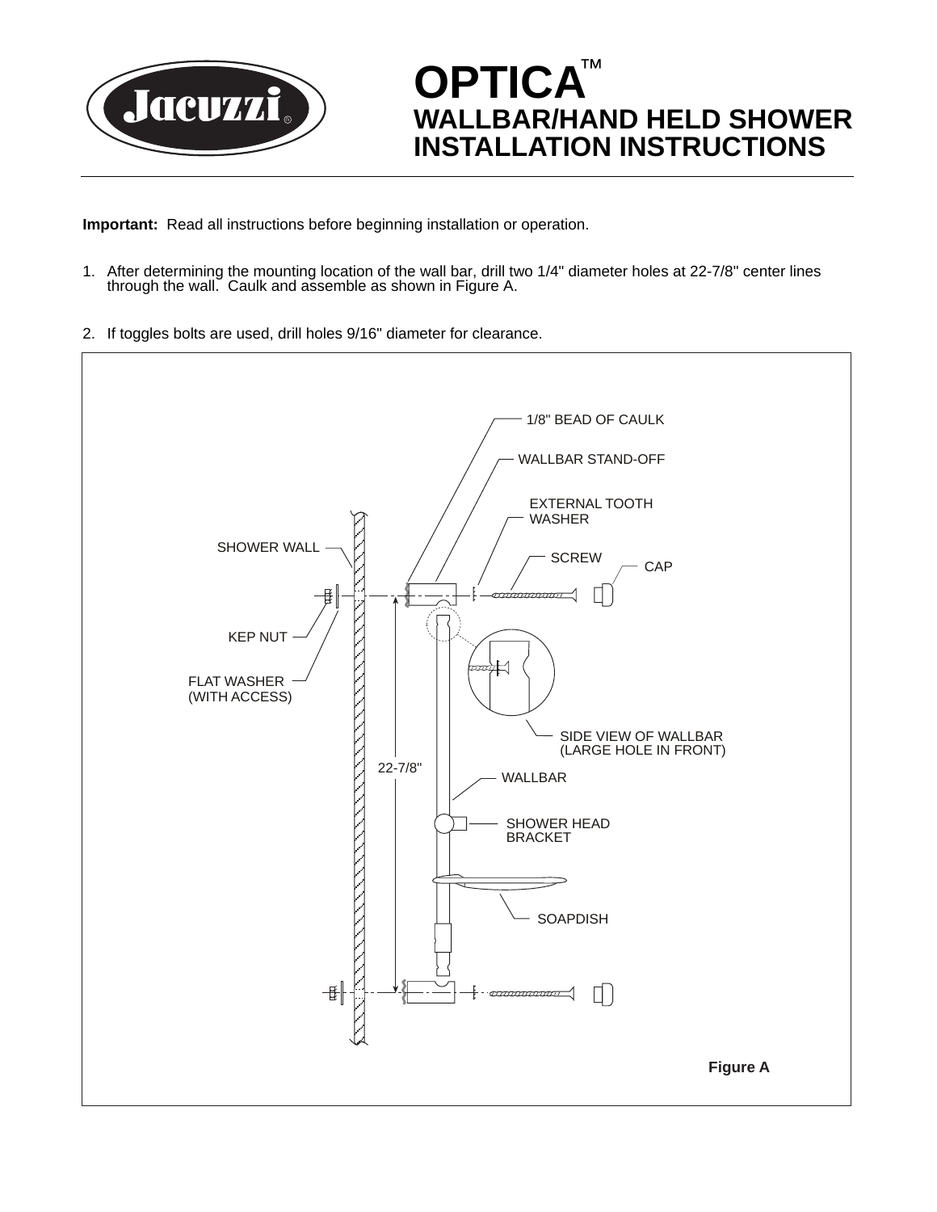# OPTICA™ WALLBAR/HAND HELD SHOWER INSTALLATION INSTRUCTIONS

**Important:** Read all instructions before beginning installation or operation.

1. After determining the mounting location of the wall bar, drill two 1/4" diameter holes at 22-7/8" center lines through the wall. Caulk and assemble as shown in Figure A.

2. If toggles bolts are used, drill holes 9/16" diameter for clearance.

1/8" BEAD OF CAULK

WALLBAR STAND-OFF

EXTERNAL TOOTH WASHER

SHOWER WALL

SCREW

CAP

KEP NUT

FLAT WASHER (WITH ACCESS)

SIDE VIEW OF WALLBAR (LARGE HOLE IN FRONT)

22-7/8"

WALLBAR

SHOWER HEAD BRACKET

SOAPDISH

**Figure A**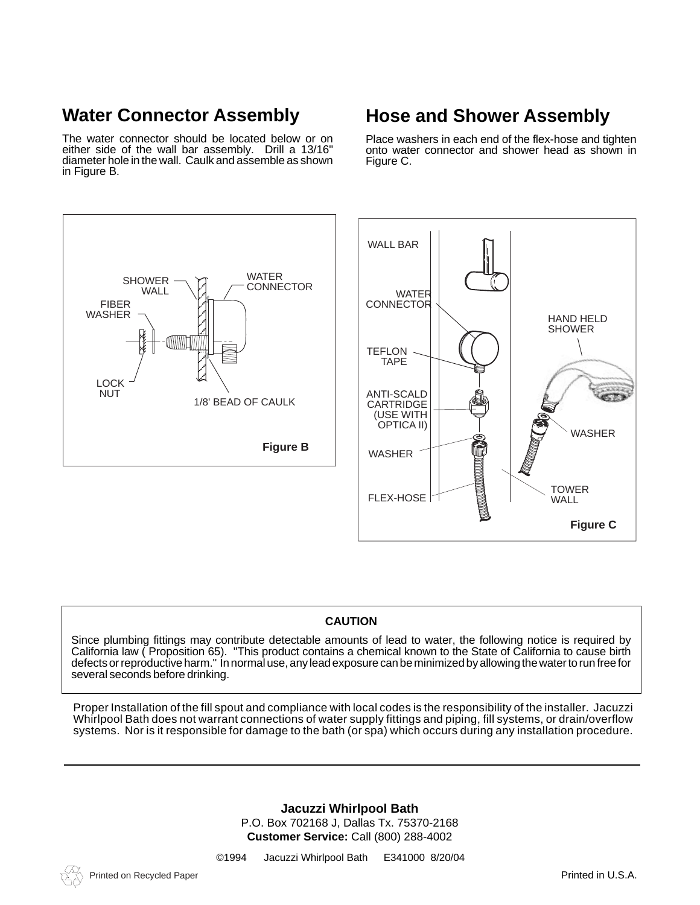## Water Connector Assembly

The water connector should be located below or on either side of the wall bar assembly. Drill a 13/16" diameter hole in the wall. Caulk and assemble as shown in Figure B.

SHOWER WALL

WATER CONNECTOR

FIBER WASHER

LOCK NUT

1/8' BEAD OF CAULK

**Figure B**

## Hose and Shower Assembly

Place washers in each end of the flex-hose and tighten onto water connector and shower head as shown in Figure C.

WALL BAR

WATER CONNECTOR

TEFLON TAPE

ANTI-SCALD CARTRIDGE (USE WITH OPTICA II)

WASHER

FLEX-HOSE

HAND HELD SHOWER

WASHER

TOWER WALL

**Figure C**

**CAUTION**

Since plumbing fittings may contribute detectable amounts of lead to water, the following notice is required by California law ( Proposition 65). "This product contains a chemical known to the State of California to cause birth defects or reproductive harm." In normal use, any lead exposure can be minimized by allowing the water to run free for several seconds before drinking.

Proper Installation of the fill spout and compliance with local codes is the responsibility of the installer. Jacuzzi Whirlpool Bath does not warrant connections of water supply fittings and piping, fill systems, or drain/overflow systems. Nor is it responsible for damage to the bath (or spa) which occurs during any installation procedure.

**Jacuzzi Whirlpool Bath**
P.O. Box 702168 J, Dallas Tx. 75370-2168
**Customer Service:** Call (800) 288-4002

©1994 Jacuzzi Whirlpool Bath E341000 8/20/04

Printed on Recycled Paper

Printed in U.S.A.